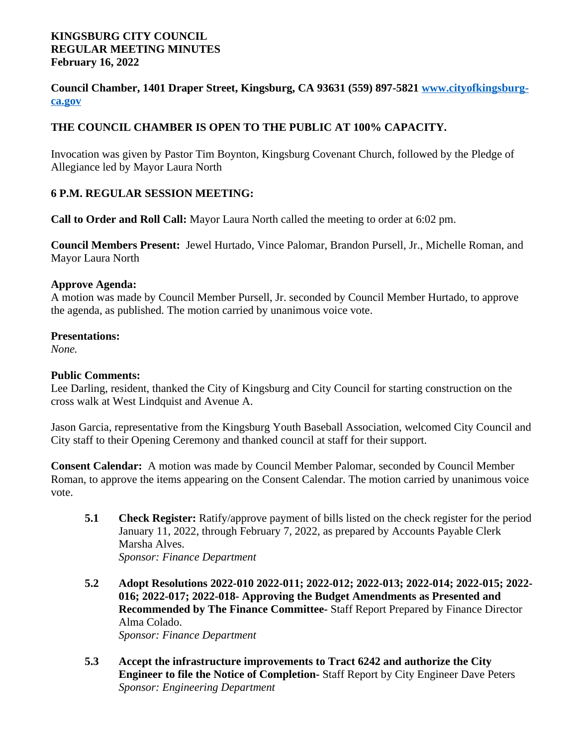**KINGSBURG CITY COUNCIL**
**REGULAR MEETING MINUTES**
**February 16, 2022**

**Council Chamber, 1401 Draper Street, Kingsburg, CA 93631 (559) 897-5821 [www.cityofkingsburg-ca.gov](www.cityofkingsburg-ca.gov)**

**THE COUNCIL CHAMBER IS OPEN TO THE PUBLIC AT 100% CAPACITY.**

Invocation was given by Pastor Tim Boynton, Kingsburg Covenant Church, followed by the Pledge of Allegiance led by Mayor Laura North

**6 P.M. REGULAR SESSION MEETING:**

**Call to Order and Roll Call:** Mayor Laura North called the meeting to order at 6:02 pm.

**Council Members Present:** Jewel Hurtado, Vince Palomar, Brandon Pursell, Jr., Michelle Roman, and Mayor Laura North

**Approve Agenda:**
A motion was made by Council Member Pursell, Jr. seconded by Council Member Hurtado, to approve the agenda, as published. The motion carried by unanimous voice vote.

**Presentations:**
*None.*

**Public Comments:**
Lee Darling, resident, thanked the City of Kingsburg and City Council for starting construction on the cross walk at West Lindquist and Avenue A.

Jason Garcia, representative from the Kingsburg Youth Baseball Association, welcomed City Council and City staff to their Opening Ceremony and thanked council at staff for their support.

**Consent Calendar:** A motion was made by Council Member Palomar, seconded by Council Member Roman, to approve the items appearing on the Consent Calendar. The motion carried by unanimous voice vote.

- **5.1** **Check Register:** Ratify/approve payment of bills listed on the check register for the period January 11, 2022, through February 7, 2022, as prepared by Accounts Payable Clerk Marsha Alves.
  *Sponsor: Finance Department*

- **5.2** **Adopt Resolutions 2022-010 2022-011; 2022-012; 2022-013; 2022-014; 2022-015; 2022-016; 2022-017; 2022-018- Approving the Budget Amendments as Presented and Recommended by The Finance Committee-** Staff Report Prepared by Finance Director Alma Colado.
  *Sponsor: Finance Department*

- **5.3** **Accept the infrastructure improvements to Tract 6242 and authorize the City Engineer to file the Notice of Completion-** Staff Report by City Engineer Dave Peters
  *Sponsor: Engineering Department*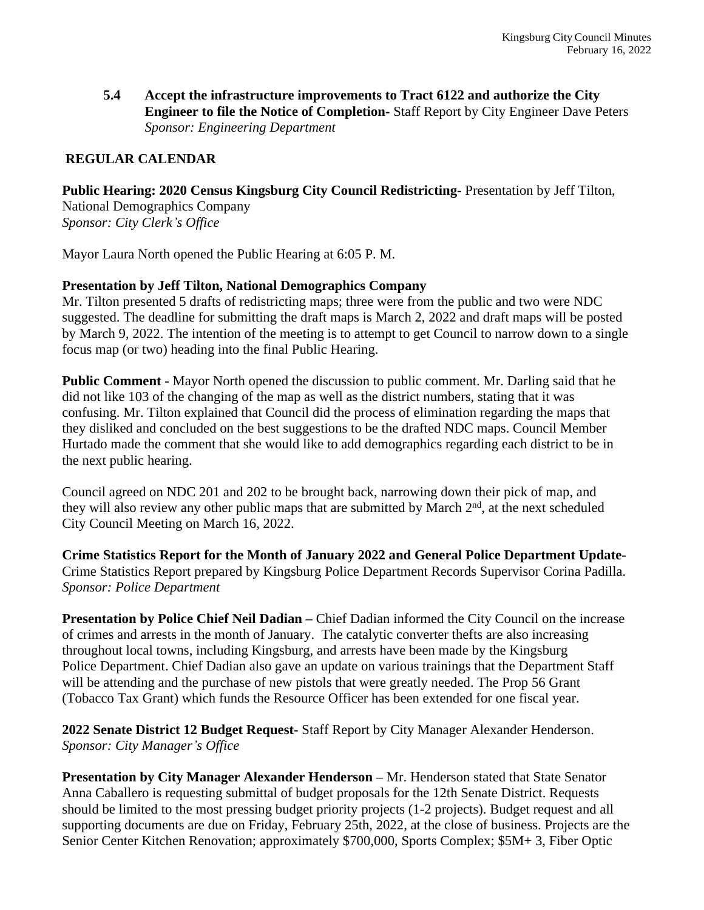**5.4 Accept the infrastructure improvements to Tract 6122 and authorize the City Engineer to file the Notice of Completion-** Staff Report by City Engineer Dave Peters
*Sponsor: Engineering Department*

**REGULAR CALENDAR**

**Public Hearing: 2020 Census Kingsburg City Council Redistricting**- Presentation by Jeff Tilton, National Demographics Company
*Sponsor: City Clerk's Office*

Mayor Laura North opened the Public Hearing at 6:05 P. M.

**Presentation by Jeff Tilton, National Demographics Company**
Mr. Tilton presented 5 drafts of redistricting maps; three were from the public and two were NDC suggested. The deadline for submitting the draft maps is March 2, 2022 and draft maps will be posted by March 9, 2022. The intention of the meeting is to attempt to get Council to narrow down to a single focus map (or two) heading into the final Public Hearing.

**Public Comment -** Mayor North opened the discussion to public comment. Mr. Darling said that he did not like 103 of the changing of the map as well as the district numbers, stating that it was confusing. Mr. Tilton explained that Council did the process of elimination regarding the maps that they disliked and concluded on the best suggestions to be the drafted NDC maps. Council Member Hurtado made the comment that she would like to add demographics regarding each district to be in the next public hearing.

Council agreed on NDC 201 and 202 to be brought back, narrowing down their pick of map, and they will also review any other public maps that are submitted by March 2nd, at the next scheduled City Council Meeting on March 16, 2022.

**Crime Statistics Report for the Month of January 2022 and General Police Department Update-** Crime Statistics Report prepared by Kingsburg Police Department Records Supervisor Corina Padilla.
*Sponsor: Police Department*

**Presentation by Police Chief Neil Dadian –** Chief Dadian informed the City Council on the increase of crimes and arrests in the month of January. The catalytic converter thefts are also increasing throughout local towns, including Kingsburg, and arrests have been made by the Kingsburg Police Department. Chief Dadian also gave an update on various trainings that the Department Staff will be attending and the purchase of new pistols that were greatly needed. The Prop 56 Grant (Tobacco Tax Grant) which funds the Resource Officer has been extended for one fiscal year.

**2022 Senate District 12 Budget Request-** Staff Report by City Manager Alexander Henderson.
*Sponsor: City Manager's Office*

**Presentation by City Manager Alexander Henderson –** Mr. Henderson stated that State Senator Anna Caballero is requesting submittal of budget proposals for the 12th Senate District. Requests should be limited to the most pressing budget priority projects (1-2 projects). Budget request and all supporting documents are due on Friday, February 25th, 2022, at the close of business. Projects are the Senior Center Kitchen Renovation; approximately $700,000, Sports Complex; $5M+ 3, Fiber Optic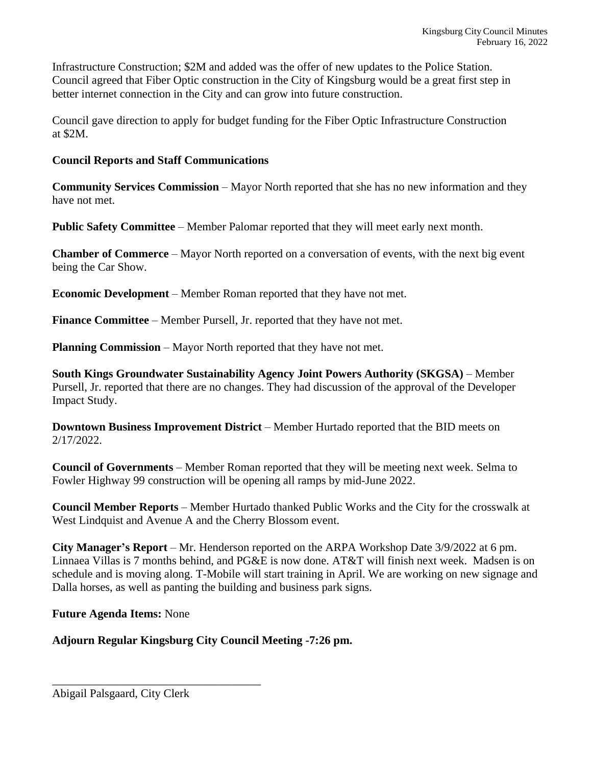Infrastructure Construction; $2M and added was the offer of new updates to the Police Station. Council agreed that Fiber Optic construction in the City of Kingsburg would be a great first step in better internet connection in the City and can grow into future construction.

Council gave direction to apply for budget funding for the Fiber Optic Infrastructure Construction at $2M.

**Council Reports and Staff Communications**

**Community Services Commission** – Mayor North reported that she has no new information and they have not met.

**Public Safety Committee** – Member Palomar reported that they will meet early next month.

**Chamber of Commerce** – Mayor North reported on a conversation of events, with the next big event being the Car Show.

**Economic Development** – Member Roman reported that they have not met.

**Finance Committee** – Member Pursell, Jr. reported that they have not met.

**Planning Commission** – Mayor North reported that they have not met.

**South Kings Groundwater Sustainability Agency Joint Powers Authority (SKGSA)** – Member Pursell, Jr. reported that there are no changes. They had discussion of the approval of the Developer Impact Study.

**Downtown Business Improvement District** – Member Hurtado reported that the BID meets on 2/17/2022.

**Council of Governments** – Member Roman reported that they will be meeting next week. Selma to Fowler Highway 99 construction will be opening all ramps by mid-June 2022.

**Council Member Reports** – Member Hurtado thanked Public Works and the City for the crosswalk at West Lindquist and Avenue A and the Cherry Blossom event.

**City Manager's Report** – Mr. Henderson reported on the ARPA Workshop Date 3/9/2022 at 6 pm. Linnaea Villas is 7 months behind, and PG&E is now done. AT&T will finish next week. Madsen is on schedule and is moving along. T-Mobile will start training in April. We are working on new signage and Dalla horses, as well as panting the building and business park signs.

**Future Agenda Items:** None

**Adjourn Regular Kingsburg City Council Meeting -7:26 pm.**

\_\_\_\_\_\_\_\_\_\_\_\_\_\_\_\_\_\_\_\_\_\_\_\_\_\_\_\_\_\_\_\_\_\_\_\_

Abigail Palsgaard, City Clerk